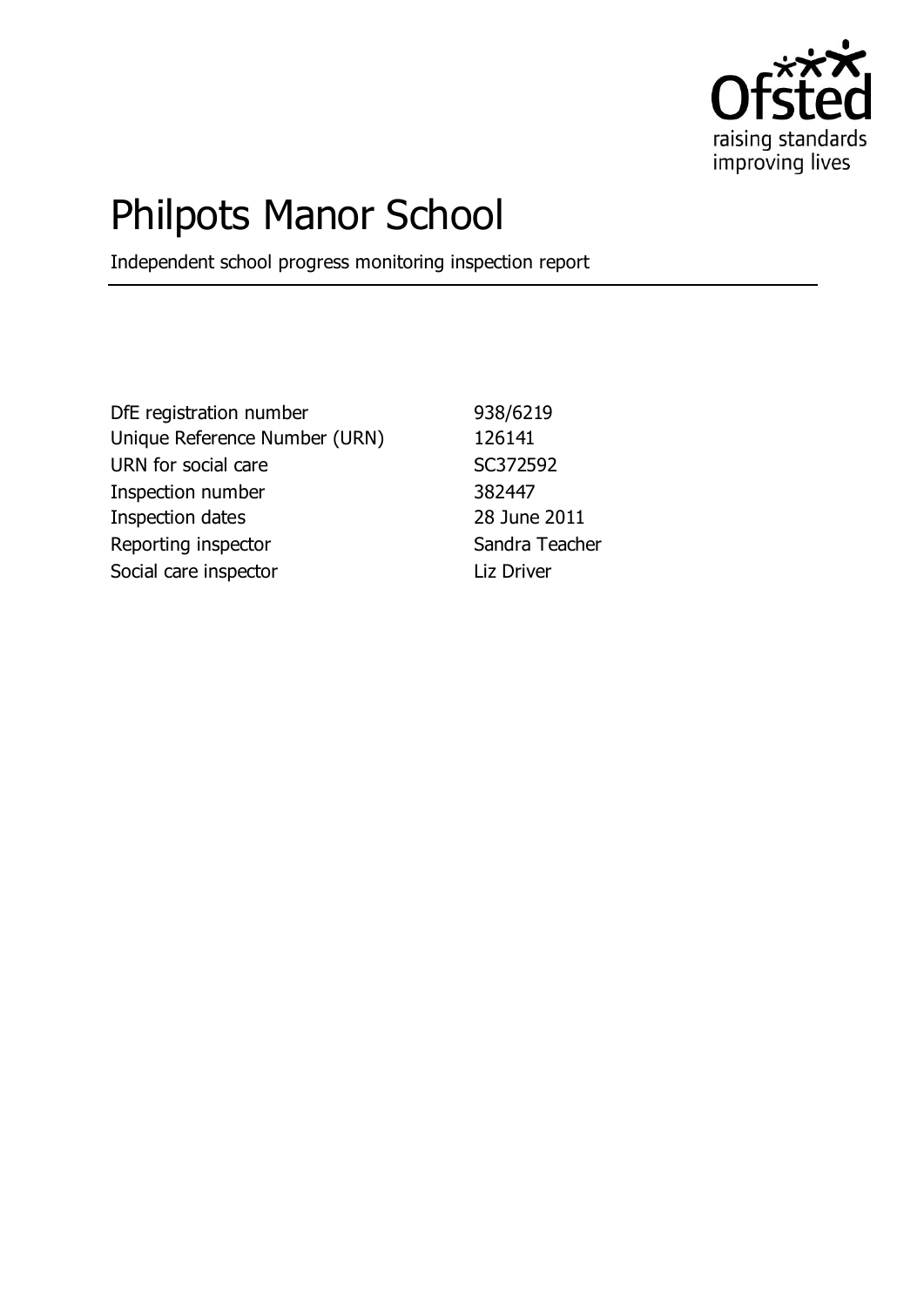Ofsted
raising standards
improving lives

# Philpots Manor School

Independent school progress monitoring inspection report

| | |
|---|---|
| DfE registration number | 938/6219 |
| Unique Reference Number (URN) | 126141 |
| URN for social care | SC372592 |
| Inspection number | 382447 |
| Inspection dates | 28 June 2011 |
| Reporting inspector | Sandra Teacher |
| Social care inspector | Liz Driver |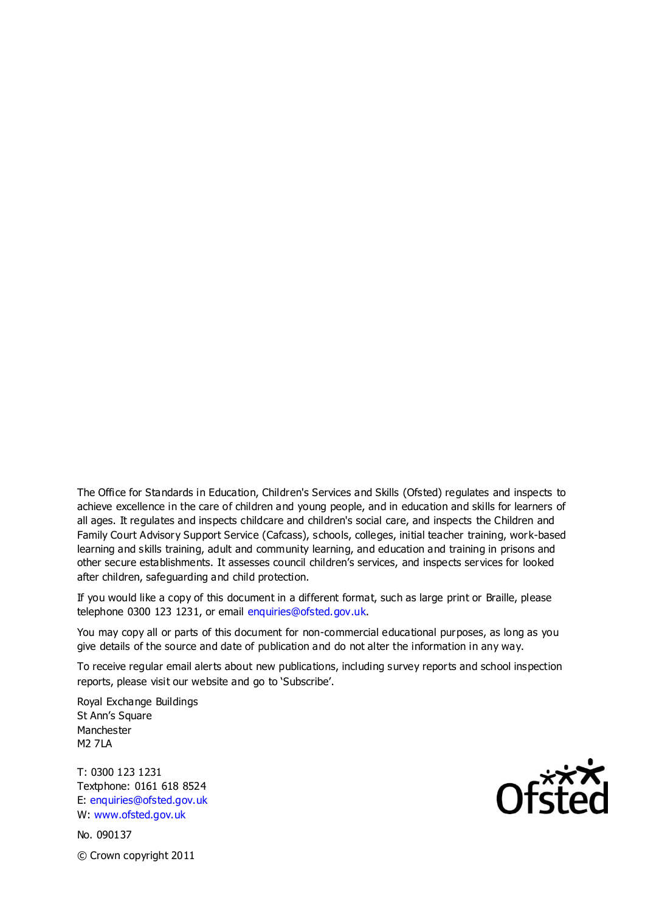The Office for Standards in Education, Children's Services and Skills (Ofsted) regulates and inspects to achieve excellence in the care of children and young people, and in education and skills for learners of all ages. It regulates and inspects childcare and children's social care, and inspects the Children and Family Court Advisory Support Service (Cafcass), schools, colleges, initial teacher training, work-based learning and skills training, adult and community learning, and education and training in prisons and other secure establishments. It assesses council children's services, and inspects services for looked after children, safeguarding and child protection.

If you would like a copy of this document in a different format, such as large print or Braille, please telephone 0300 123 1231, or email enquiries@ofsted.gov.uk.

You may copy all or parts of this document for non-commercial educational purposes, as long as you give details of the source and date of publication and do not alter the information in any way.

To receive regular email alerts about new publications, including survey reports and school inspection reports, please visit our website and go to 'Subscribe'.

Royal Exchange Buildings  
St Ann's Square  
Manchester  
M2 7LA

T: 0300 123 1231  
Textphone: 0161 618 8524  
E: enquiries@ofsted.gov.uk  
W: www.ofsted.gov.uk

No. 090137

© Crown copyright 2011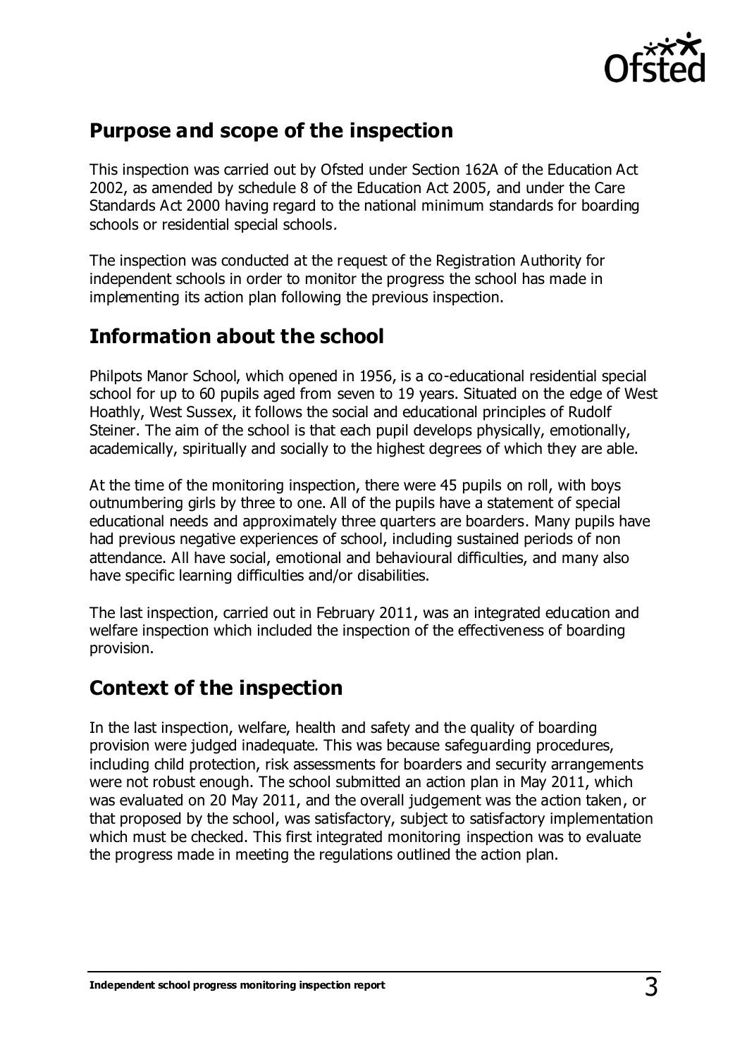## Purpose and scope of the inspection

This inspection was carried out by Ofsted under Section 162A of the Education Act 2002, as amended by schedule 8 of the Education Act 2005, and under the Care Standards Act 2000 having regard to the national minimum standards for boarding schools or residential special schools.

The inspection was conducted at the request of the Registration Authority for independent schools in order to monitor the progress the school has made in implementing its action plan following the previous inspection.

## Information about the school

Philpots Manor School, which opened in 1956, is a co-educational residential special school for up to 60 pupils aged from seven to 19 years. Situated on the edge of West Hoathly, West Sussex, it follows the social and educational principles of Rudolf Steiner. The aim of the school is that each pupil develops physically, emotionally, academically, spiritually and socially to the highest degrees of which they are able.

At the time of the monitoring inspection, there were 45 pupils on roll, with boys outnumbering girls by three to one. All of the pupils have a statement of special educational needs and approximately three quarters are boarders. Many pupils have had previous negative experiences of school, including sustained periods of non attendance. All have social, emotional and behavioural difficulties, and many also have specific learning difficulties and/or disabilities.

The last inspection, carried out in February 2011, was an integrated education and welfare inspection which included the inspection of the effectiveness of boarding provision.

## Context of the inspection

In the last inspection, welfare, health and safety and the quality of boarding provision were judged inadequate. This was because safeguarding procedures, including child protection, risk assessments for boarders and security arrangements were not robust enough. The school submitted an action plan in May 2011, which was evaluated on 20 May 2011, and the overall judgement was the action taken, or that proposed by the school, was satisfactory, subject to satisfactory implementation which must be checked. This first integrated monitoring inspection was to evaluate the progress made in meeting the regulations outlined the action plan.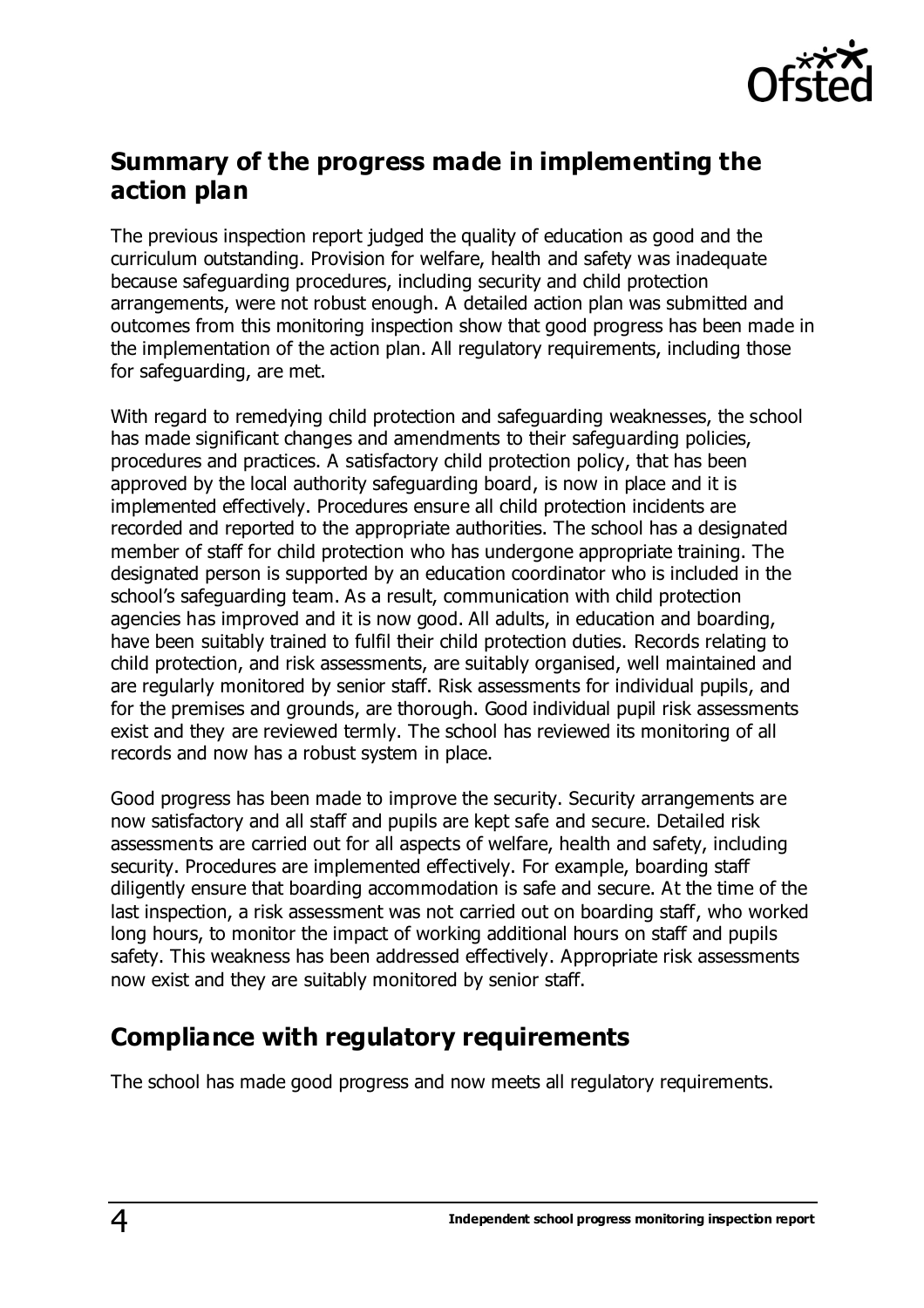## Summary of the progress made in implementing the action plan

The previous inspection report judged the quality of education as good and the curriculum outstanding. Provision for welfare, health and safety was inadequate because safeguarding procedures, including security and child protection arrangements, were not robust enough. A detailed action plan was submitted and outcomes from this monitoring inspection show that good progress has been made in the implementation of the action plan. All regulatory requirements, including those for safeguarding, are met.

With regard to remedying child protection and safeguarding weaknesses, the school has made significant changes and amendments to their safeguarding policies, procedures and practices. A satisfactory child protection policy, that has been approved by the local authority safeguarding board, is now in place and it is implemented effectively. Procedures ensure all child protection incidents are recorded and reported to the appropriate authorities. The school has a designated member of staff for child protection who has undergone appropriate training. The designated person is supported by an education coordinator who is included in the school's safeguarding team. As a result, communication with child protection agencies has improved and it is now good. All adults, in education and boarding, have been suitably trained to fulfil their child protection duties. Records relating to child protection, and risk assessments, are suitably organised, well maintained and are regularly monitored by senior staff. Risk assessments for individual pupils, and for the premises and grounds, are thorough. Good individual pupil risk assessments exist and they are reviewed termly. The school has reviewed its monitoring of all records and now has a robust system in place.

Good progress has been made to improve the security. Security arrangements are now satisfactory and all staff and pupils are kept safe and secure. Detailed risk assessments are carried out for all aspects of welfare, health and safety, including security. Procedures are implemented effectively. For example, boarding staff diligently ensure that boarding accommodation is safe and secure. At the time of the last inspection, a risk assessment was not carried out on boarding staff, who worked long hours, to monitor the impact of working additional hours on staff and pupils safety. This weakness has been addressed effectively. Appropriate risk assessments now exist and they are suitably monitored by senior staff.

## Compliance with regulatory requirements

The school has made good progress and now meets all regulatory requirements.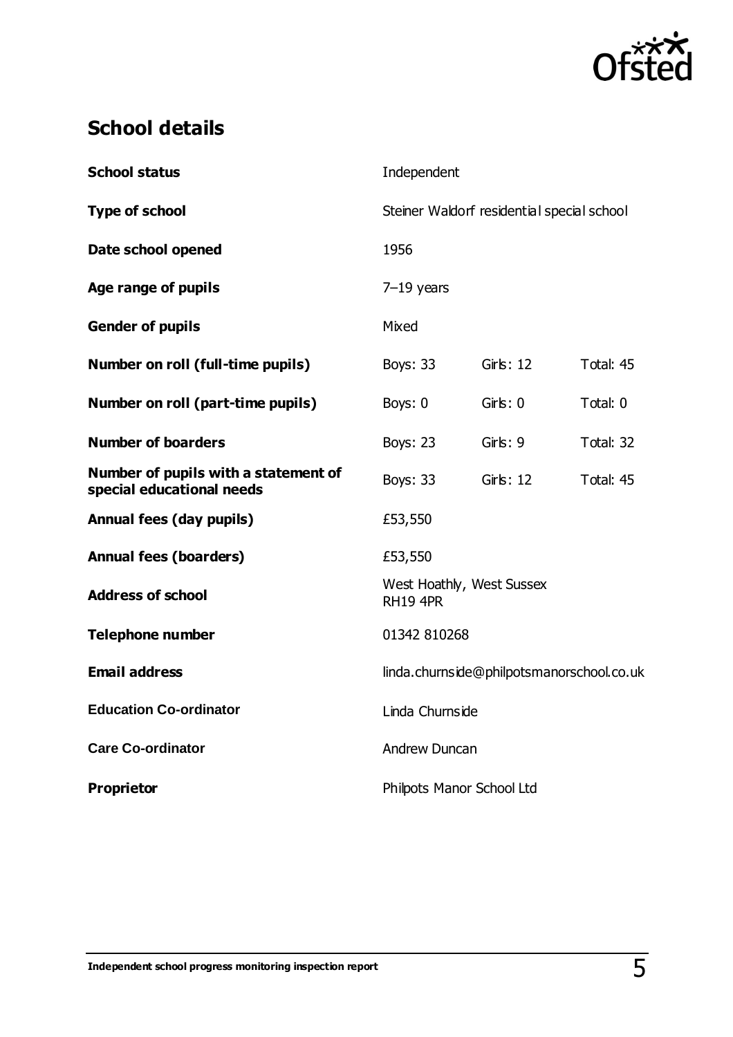## School details

| | | | |
|---|---|---|---|
| **School status** | Independent | | |
| **Type of school** | Steiner Waldorf residential special school | | |
| **Date school opened** | 1956 | | |
| **Age range of pupils** | 7–19 years | | |
| **Gender of pupils** | Mixed | | |
| **Number on roll (full-time pupils)** | Boys: 33 | Girls: 12 | Total: 45 |
| **Number on roll (part-time pupils)** | Boys: 0 | Girls: 0 | Total: 0 |
| **Number of boarders** | Boys: 23 | Girls: 9 | Total: 32 |
| **Number of pupils with a statement of special educational needs** | Boys: 33 | Girls: 12 | Total: 45 |
| **Annual fees (day pupils)** | £53,550 | | |
| **Annual fees (boarders)** | £53,550 | | |
| **Address of school** | West Hoathly, West Sussex RH19 4PR | | |
| **Telephone number** | 01342 810268 | | |
| **Email address** | linda.churnside@philpotsmanorschool.co.uk | | |
| **Education Co-ordinator** | Linda Churnside | | |
| **Care Co-ordinator** | Andrew Duncan | | |
| **Proprietor** | Philpots Manor School Ltd | | |